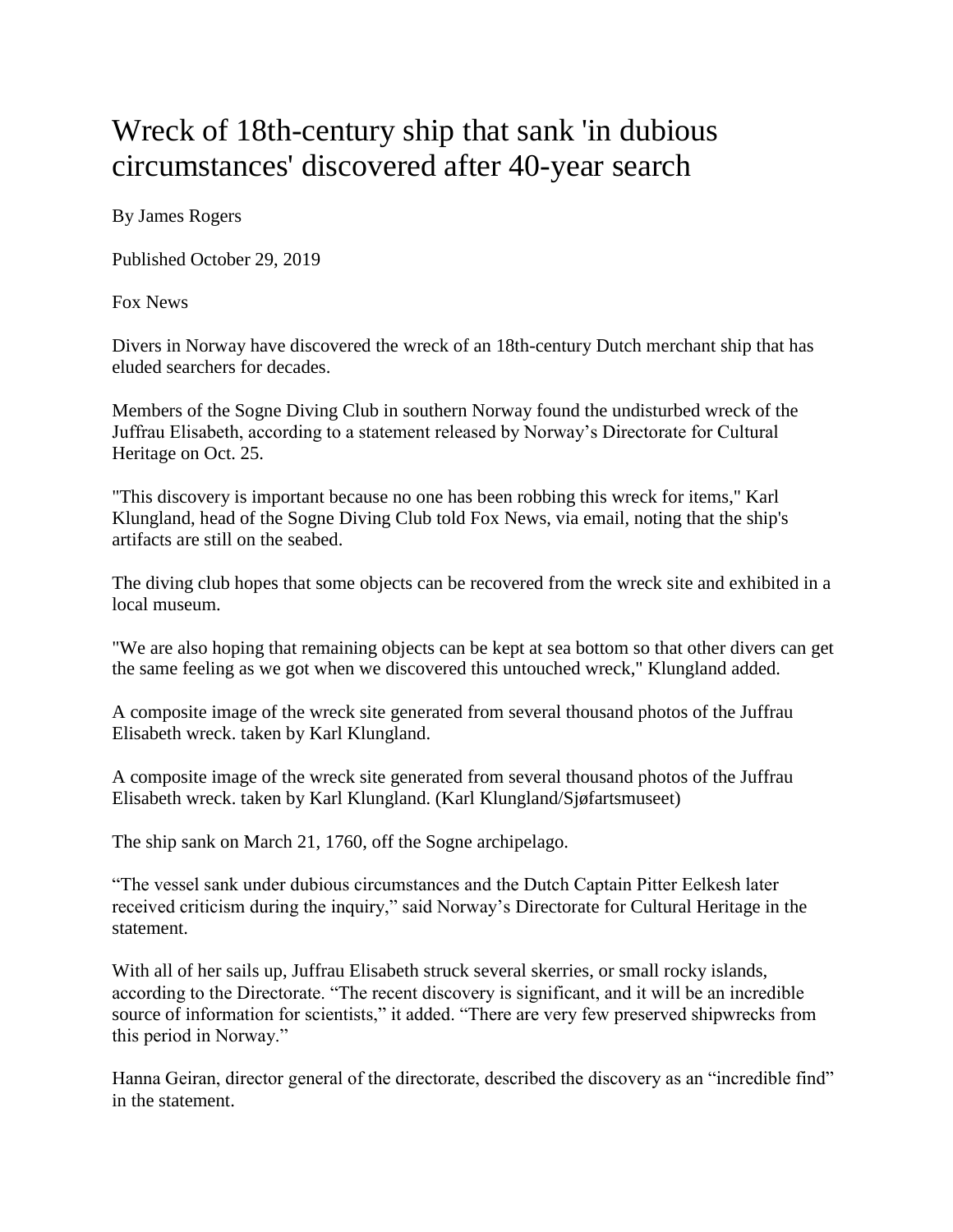# Wreck of 18th-century ship that sank 'in dubious circumstances' discovered after 40-year search

By James Rogers

Published October 29, 2019

Fox News

Divers in Norway have discovered the wreck of an 18th-century Dutch merchant ship that has eluded searchers for decades.

Members of the Sogne Diving Club in southern Norway found the undisturbed wreck of the Juffrau Elisabeth, according to a statement released by Norway's Directorate for Cultural Heritage on Oct. 25.

"This discovery is important because no one has been robbing this wreck for items," Karl Klungland, head of the Sogne Diving Club told Fox News, via email, noting that the ship's artifacts are still on the seabed.

The diving club hopes that some objects can be recovered from the wreck site and exhibited in a local museum.

"We are also hoping that remaining objects can be kept at sea bottom so that other divers can get the same feeling as we got when we discovered this untouched wreck," Klungland added.

A composite image of the wreck site generated from several thousand photos of the Juffrau Elisabeth wreck. taken by Karl Klungland.

A composite image of the wreck site generated from several thousand photos of the Juffrau Elisabeth wreck. taken by Karl Klungland. (Karl Klungland/Sjøfartsmuseet)

The ship sank on March 21, 1760, off the Sogne archipelago.

"The vessel sank under dubious circumstances and the Dutch Captain Pitter Eelkesh later received criticism during the inquiry," said Norway's Directorate for Cultural Heritage in the statement.

With all of her sails up, Juffrau Elisabeth struck several skerries, or small rocky islands, according to the Directorate. "The recent discovery is significant, and it will be an incredible source of information for scientists," it added. "There are very few preserved shipwrecks from this period in Norway."

Hanna Geiran, director general of the directorate, described the discovery as an "incredible find" in the statement.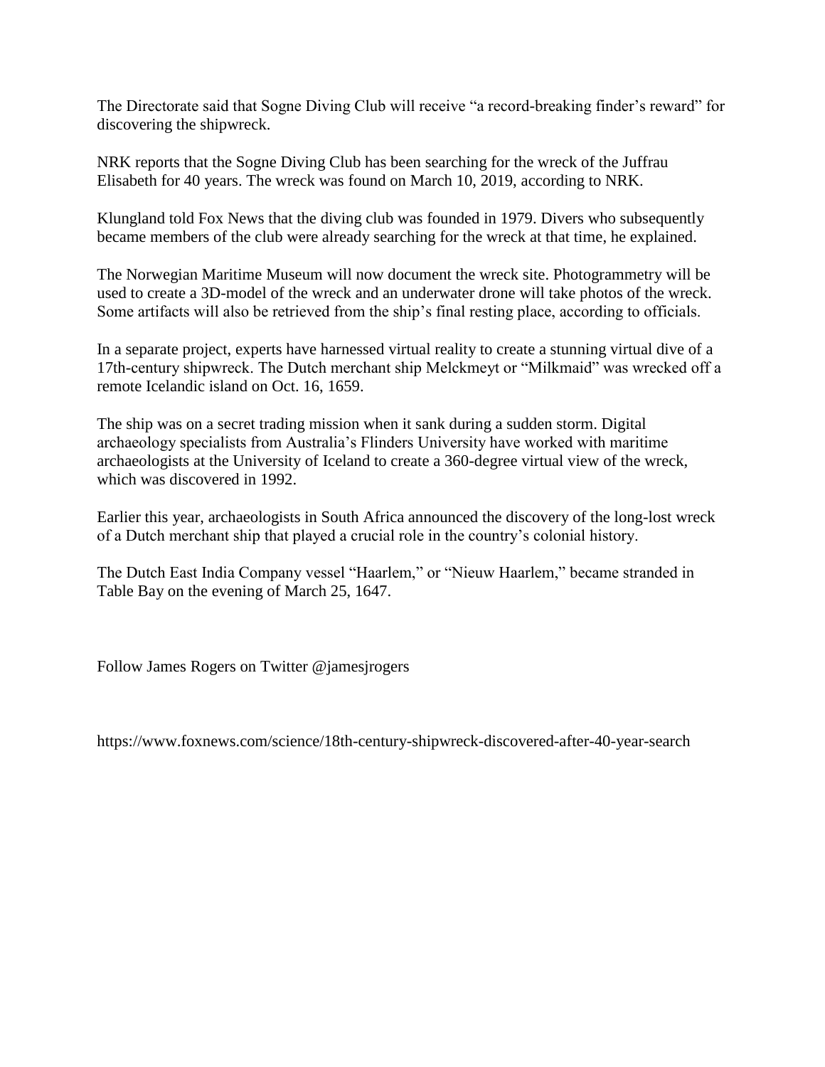The Directorate said that Sogne Diving Club will receive "a record-breaking finder's reward" for discovering the shipwreck.

NRK reports that the Sogne Diving Club has been searching for the wreck of the Juffrau Elisabeth for 40 years. The wreck was found on March 10, 2019, according to NRK.

Klungland told Fox News that the diving club was founded in 1979. Divers who subsequently became members of the club were already searching for the wreck at that time, he explained.

The Norwegian Maritime Museum will now document the wreck site. Photogrammetry will be used to create a 3D-model of the wreck and an underwater drone will take photos of the wreck. Some artifacts will also be retrieved from the ship's final resting place, according to officials.

In a separate project, experts have harnessed virtual reality to create a stunning virtual dive of a 17th-century shipwreck. The Dutch merchant ship Melckmeyt or "Milkmaid" was wrecked off a remote Icelandic island on Oct. 16, 1659.

The ship was on a secret trading mission when it sank during a sudden storm. Digital archaeology specialists from Australia's Flinders University have worked with maritime archaeologists at the University of Iceland to create a 360-degree virtual view of the wreck, which was discovered in 1992.

Earlier this year, archaeologists in South Africa announced the discovery of the long-lost wreck of a Dutch merchant ship that played a crucial role in the country's colonial history.

The Dutch East India Company vessel "Haarlem," or "Nieuw Haarlem," became stranded in Table Bay on the evening of March 25, 1647.

Follow James Rogers on Twitter @jamesjrogers

https://www.foxnews.com/science/18th-century-shipwreck-discovered-after-40-year-search